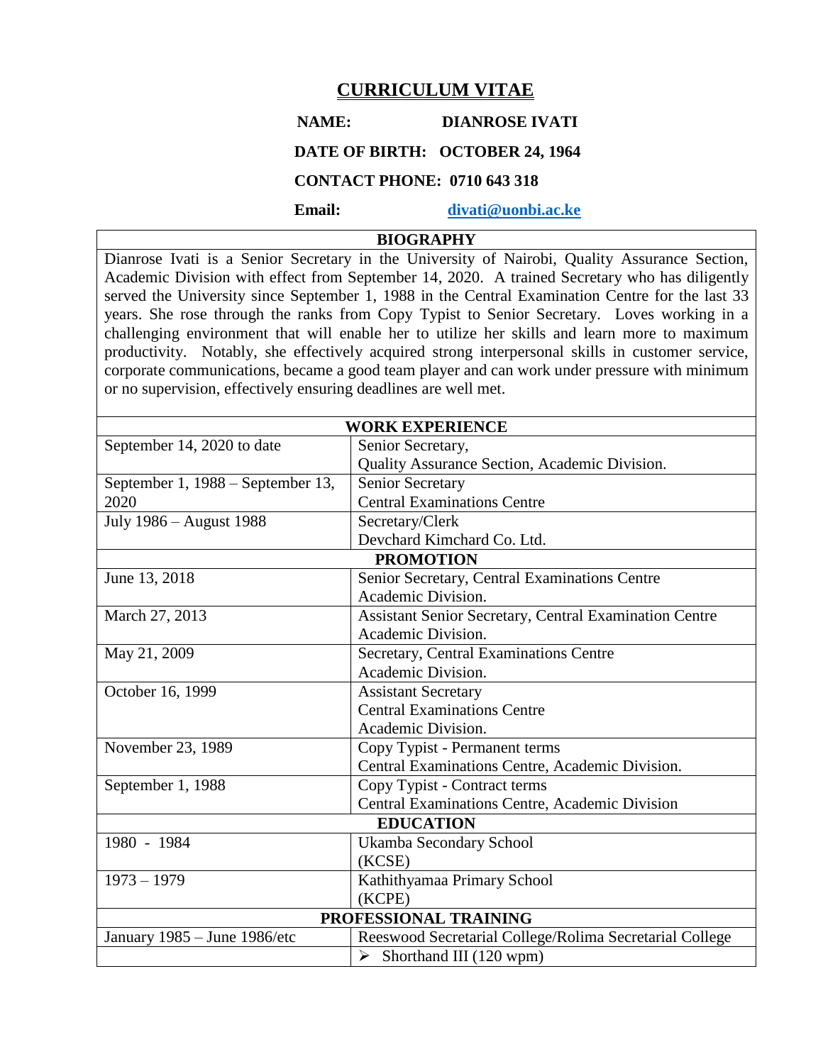# CURRICULUM VITAE

**NAME:** **DIANROSE IVATI**

**DATE OF BIRTH: OCTOBER 24, 1964**

**CONTACT PHONE: 0710 643 318**

**Email:** **divati@uonbi.ac.ke**

| **BIOGRAPHY** | |
|---|---|
| Dianrose Ivati is a Senior Secretary in the University of Nairobi, Quality Assurance Section, Academic Division with effect from September 14, 2020. A trained Secretary who has diligently served the University since September 1, 1988 in the Central Examination Centre for the last 33 years. She rose through the ranks from Copy Typist to Senior Secretary. Loves working in a challenging environment that will enable her to utilize her skills and learn more to maximum productivity. Notably, she effectively acquired strong interpersonal skills in customer service, corporate communications, became a good team player and can work under pressure with minimum or no supervision, effectively ensuring deadlines are well met. | |
| **WORK EXPERIENCE** | |
| September 14, 2020 to date | Senior Secretary, Quality Assurance Section, Academic Division. |
| September 1, 1988 – September 13, 2020 | Senior Secretary Central Examinations Centre |
| July 1986 – August 1988 | Secretary/Clerk Devchard Kimchard Co. Ltd. |
| **PROMOTION** | |
| June 13, 2018 | Senior Secretary, Central Examinations Centre Academic Division. |
| March 27, 2013 | Assistant Senior Secretary, Central Examination Centre Academic Division. |
| May 21, 2009 | Secretary, Central Examinations Centre Academic Division. |
| October 16, 1999 | Assistant Secretary Central Examinations Centre Academic Division. |
| November 23, 1989 | Copy Typist - Permanent terms Central Examinations Centre, Academic Division. |
| September 1, 1988 | Copy Typist - Contract terms Central Examinations Centre, Academic Division |
| **EDUCATION** | |
| 1980 - 1984 | Ukamba Secondary School (KCSE) |
| 1973 – 1979 | Kathithyamaa Primary School (KCPE) |
| **PROFESSIONAL TRAINING** | |
| January 1985 – June 1986/etc | Reeswood Secretarial College/Rolima Secretarial College |
| | ➢ Shorthand III (120 wpm) |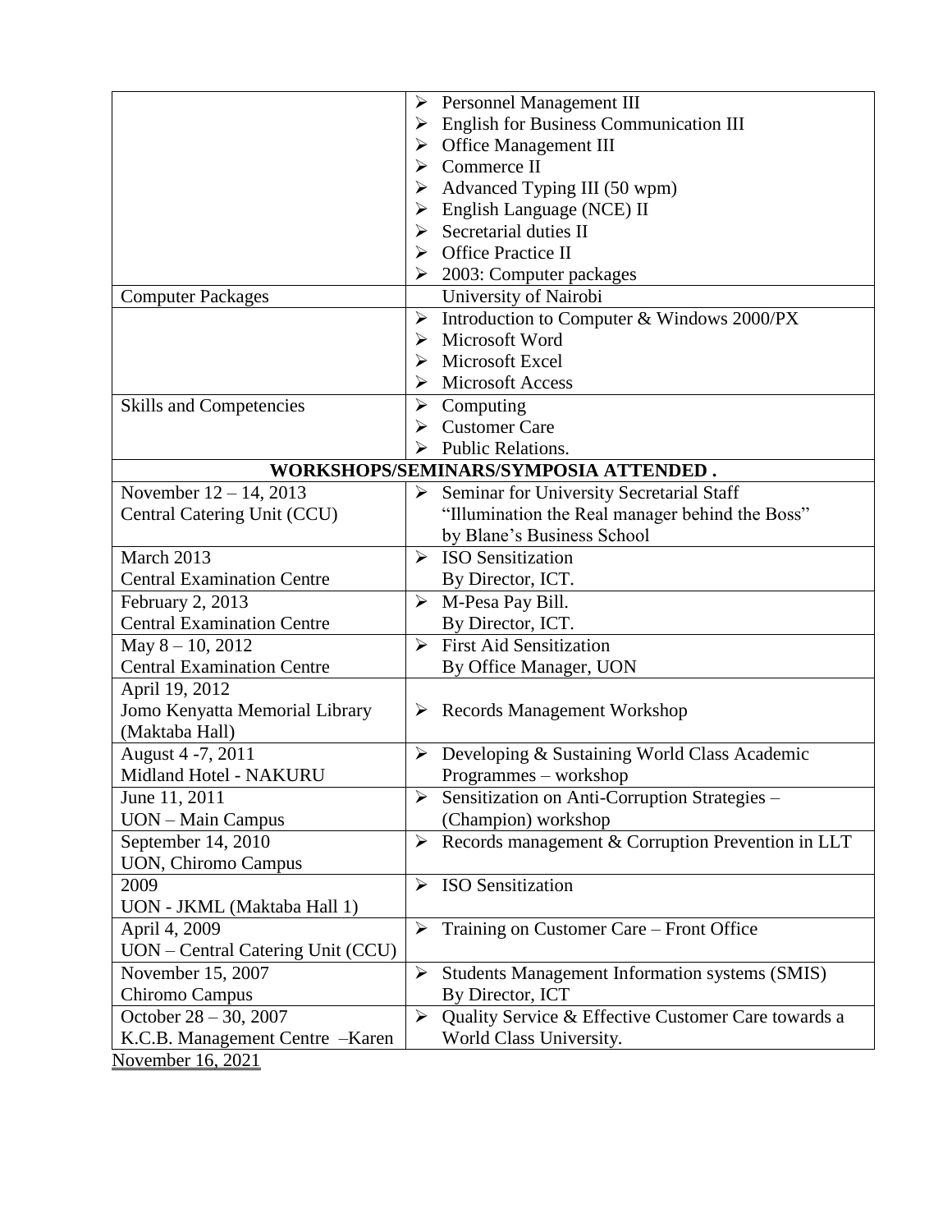| | |
|---|---|
| | ➢ Personnel Management III<br>➢ English for Business Communication III<br>➢ Office Management III<br>➢ Commerce II<br>➢ Advanced Typing III (50 wpm)<br>➢ English Language (NCE) II<br>➢ Secretarial duties II<br>➢ Office Practice II<br>➢ 2003: Computer packages |
| Computer Packages | University of Nairobi |
| | ➢ Introduction to Computer & Windows 2000/PX<br>➢ Microsoft Word<br>➢ Microsoft Excel<br>➢ Microsoft Access |
| Skills and Competencies | ➢ Computing<br>➢ Customer Care<br>➢ Public Relations. |
| **WORKSHOPS/SEMINARS/SYMPOSIA ATTENDED .** | |
| November 12 – 14, 2013<br>Central Catering Unit (CCU) | ➢ Seminar for University Secretarial Staff<br>"Illumination the Real manager behind the Boss"<br>by Blane's Business School |
| March 2013<br>Central Examination Centre | ➢ ISO Sensitization<br>By Director, ICT. |
| February 2, 2013<br>Central Examination Centre | ➢ M-Pesa Pay Bill.<br>By Director, ICT. |
| May 8 – 10, 2012<br>Central Examination Centre | ➢ First Aid Sensitization<br>By Office Manager, UON |
| April 19, 2012<br>Jomo Kenyatta Memorial Library<br>(Maktaba Hall) | ➢ Records Management Workshop |
| August 4 -7, 2011<br>Midland Hotel - NAKURU | ➢ Developing & Sustaining World Class Academic Programmes – workshop |
| June 11, 2011<br>UON – Main Campus | ➢ Sensitization on Anti-Corruption Strategies – (Champion) workshop |
| September 14, 2010<br>UON, Chiromo Campus | ➢ Records management & Corruption Prevention in LLT |
| 2009<br>UON - JKML (Maktaba Hall 1) | ➢ ISO Sensitization |
| April 4, 2009<br>UON – Central Catering Unit (CCU) | ➢ Training on Customer Care – Front Office |
| November 15, 2007<br>Chiromo Campus | ➢ Students Management Information systems (SMIS)<br>By Director, ICT |
| October 28 – 30, 2007<br>K.C.B. Management Centre –Karen | ➢ Quality Service & Effective Customer Care towards a World Class University. |

November 16, 2021